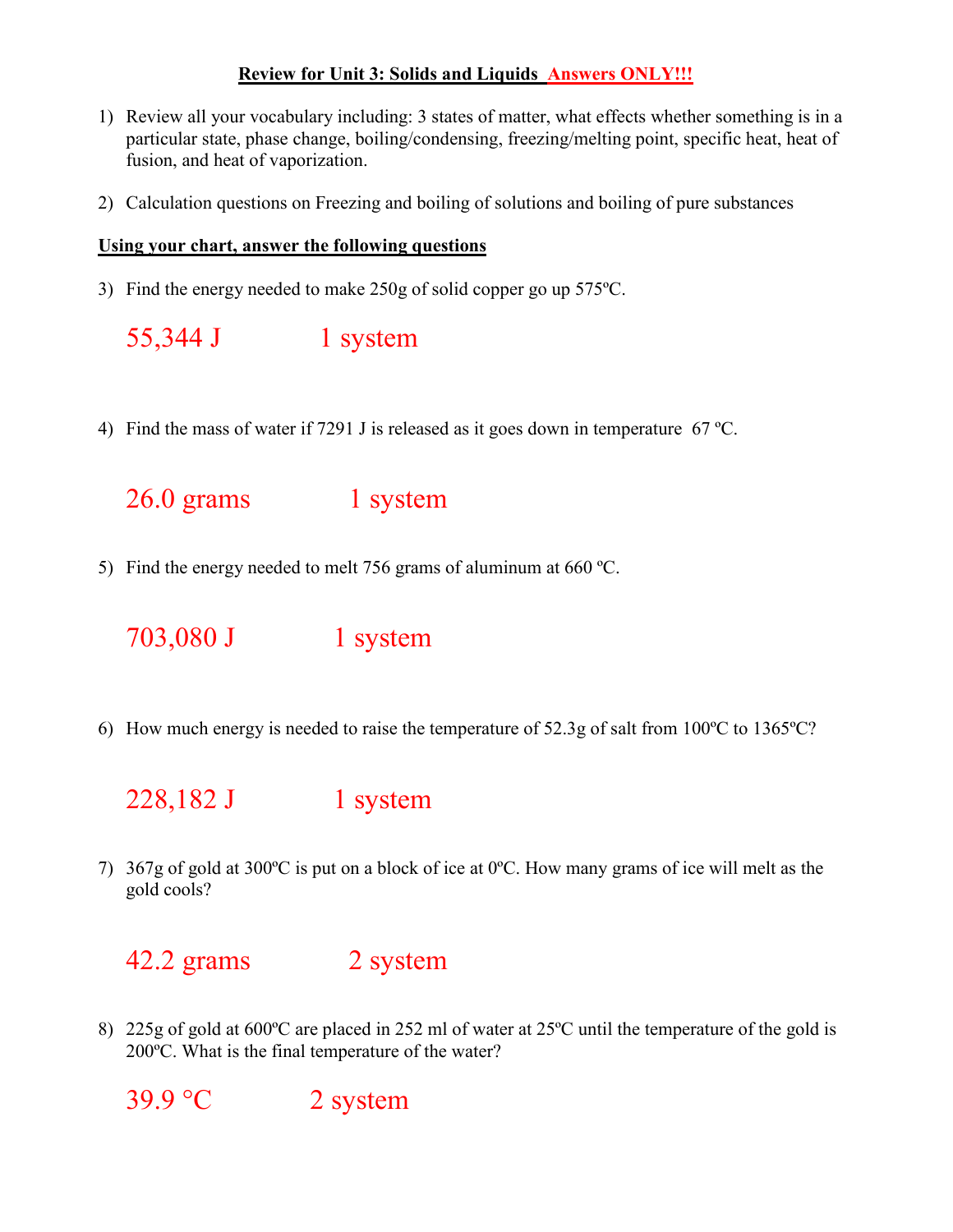# **Review for Unit 3: Solids and Liquids** **Answers ONLY!!!**

1) Review all your vocabulary including: 3 states of matter, what effects whether something is in a particular state, phase change, boiling/condensing, freezing/melting point, specific heat, heat of fusion, and heat of vaporization.

2) Calculation questions on Freezing and boiling of solutions and boiling of pure substances

**Using your chart, answer the following questions**

3) Find the energy needed to make 250g of solid copper go up 575ºC.

55,344 J 1 system

4) Find the mass of water if 7291 J is released as it goes down in temperature 67 ºC.

26.0 grams 1 system

5) Find the energy needed to melt 756 grams of aluminum at 660 ºC.

703,080 J 1 system

6) How much energy is needed to raise the temperature of 52.3g of salt from 100ºC to 1365ºC?

228,182 J 1 system

7) 367g of gold at 300ºC is put on a block of ice at 0ºC. How many grams of ice will melt as the gold cools?

42.2 grams 2 system

8) 225g of gold at 600ºC are placed in 252 ml of water at 25ºC until the temperature of the gold is 200ºC. What is the final temperature of the water?

39.9 °C 2 system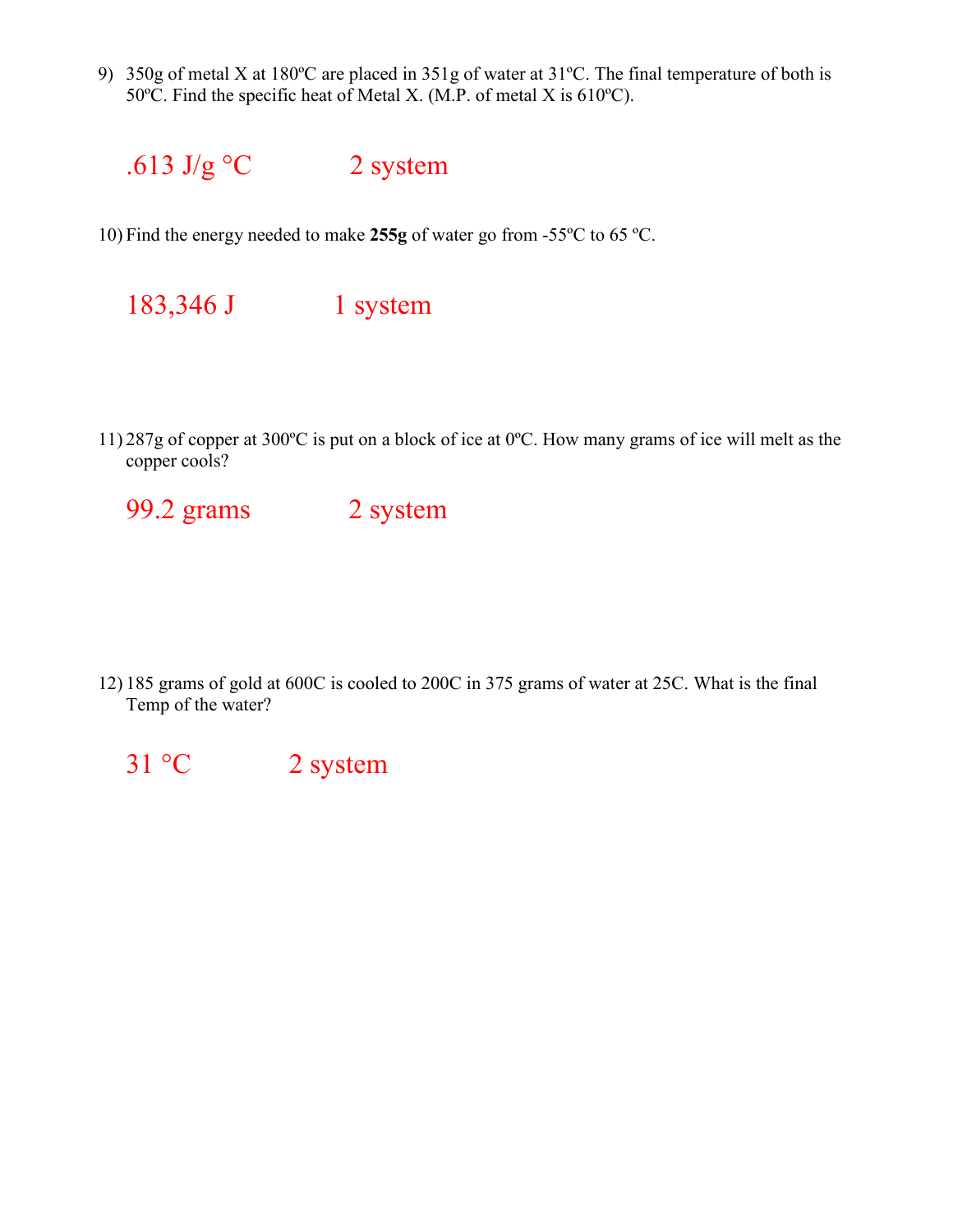9) 350g of metal X at 180ºC are placed in 351g of water at 31ºC. The final temperature of both is 50ºC. Find the specific heat of Metal X. (M.P. of metal X is 610ºC).

.613 J/g °C 2 system

10) Find the energy needed to make **255g** of water go from -55ºC to 65 ºC.

183,346 J 1 system

11) 287g of copper at 300ºC is put on a block of ice at 0ºC. How many grams of ice will melt as the copper cools?

99.2 grams 2 system

12) 185 grams of gold at 600C is cooled to 200C in 375 grams of water at 25C. What is the final Temp of the water?

31 °C 2 system